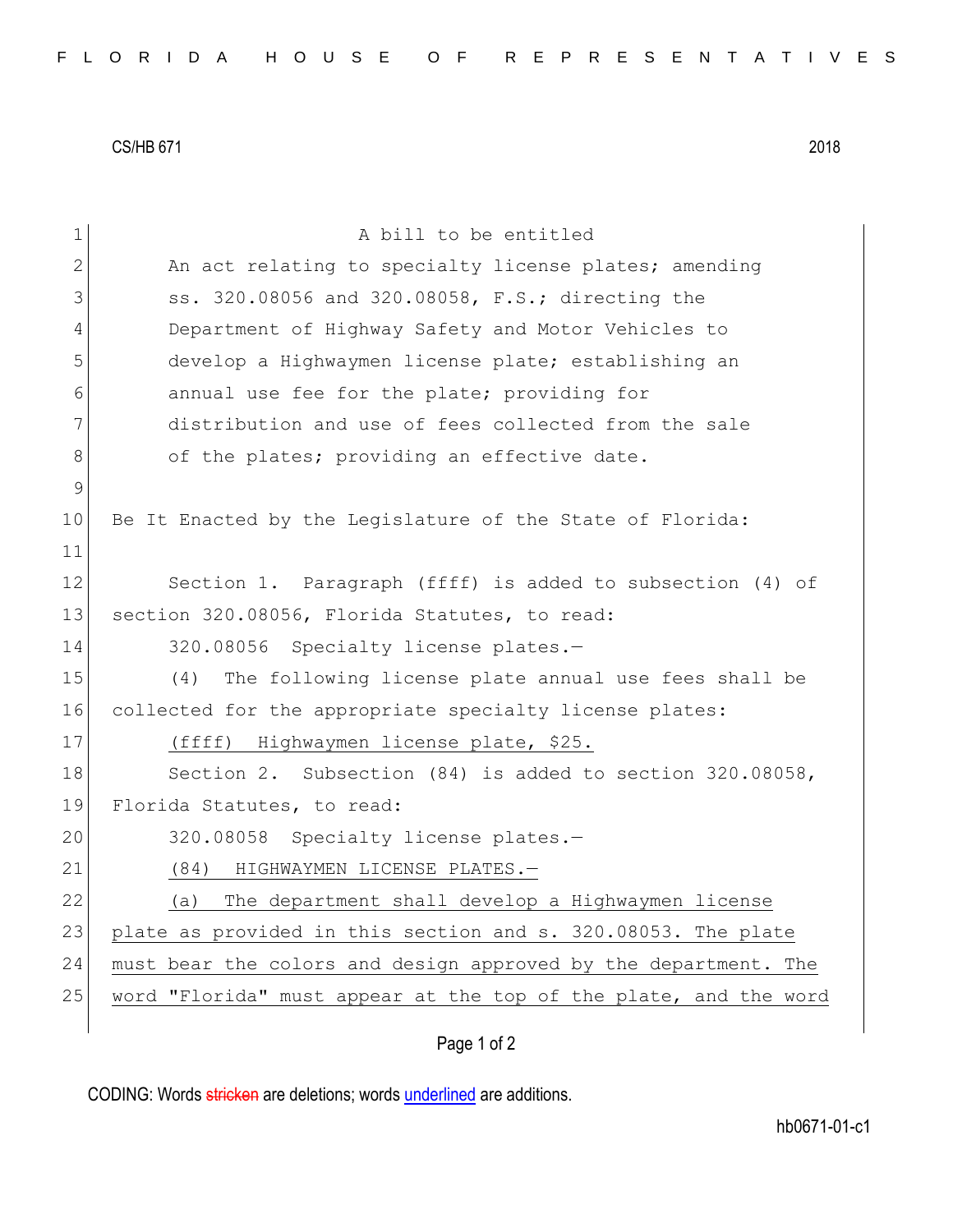CS/HB 671 2018

A bill to be entitled

An act relating to specialty license plates; amending ss. 320.08056 and 320.08058, F.S.; directing the Department of Highway Safety and Motor Vehicles to develop a Highwaymen license plate; establishing an annual use fee for the plate; providing for distribution and use of fees collected from the sale of the plates; providing an effective date.

Be It Enacted by the Legislature of the State of Florida:

Section 1. Paragraph (ffff) is added to subsection (4) of section 320.08056, Florida Statutes, to read:

320.08056 Specialty license plates.—

(4) The following license plate annual use fees shall be collected for the appropriate specialty license plates:

(ffff) Highwaymen license plate, $25.

Section 2. Subsection (84) is added to section 320.08058, Florida Statutes, to read:

320.08058 Specialty license plates.—

(84) HIGHWAYMEN LICENSE PLATES.—

(a) The department shall develop a Highwaymen license plate as provided in this section and s. 320.08053. The plate must bear the colors and design approved by the department. The word "Florida" must appear at the top of the plate, and the word

CODING: Words stricken are deletions; words underlined are additions.

hb0671-01-c1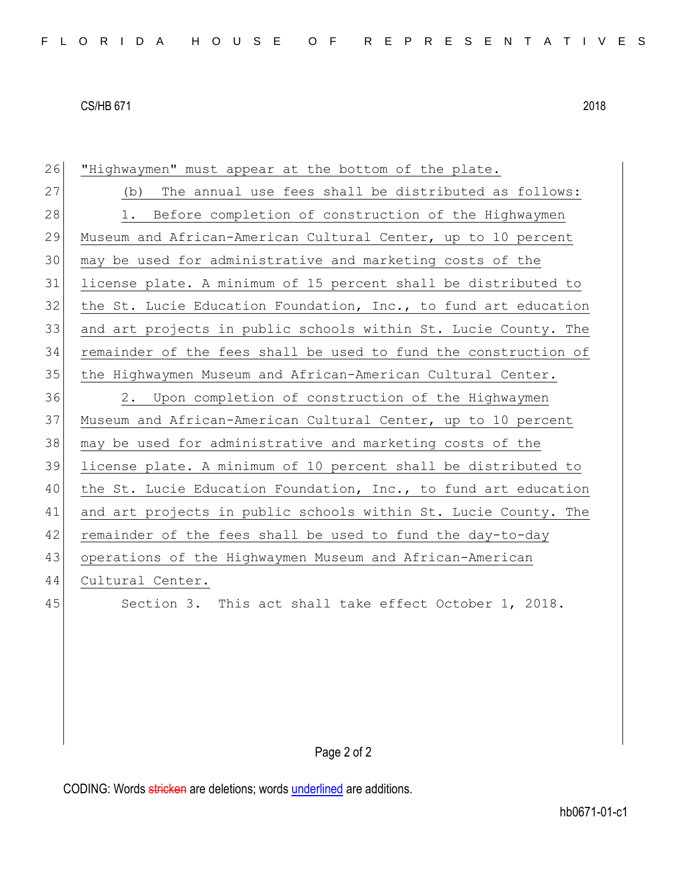"Highwaymen" must appear at the bottom of the plate.

(b) The annual use fees shall be distributed as follows:

1. Before completion of construction of the Highwaymen Museum and African-American Cultural Center, up to 10 percent may be used for administrative and marketing costs of the license plate. A minimum of 15 percent shall be distributed to the St. Lucie Education Foundation, Inc., to fund art education and art projects in public schools within St. Lucie County. The remainder of the fees shall be used to fund the construction of the Highwaymen Museum and African-American Cultural Center.

2. Upon completion of construction of the Highwaymen Museum and African-American Cultural Center, up to 10 percent may be used for administrative and marketing costs of the license plate. A minimum of 10 percent shall be distributed to the St. Lucie Education Foundation, Inc., to fund art education and art projects in public schools within St. Lucie County. The remainder of the fees shall be used to fund the day-to-day operations of the Highwaymen Museum and African-American Cultural Center.

Section 3. This act shall take effect October 1, 2018.